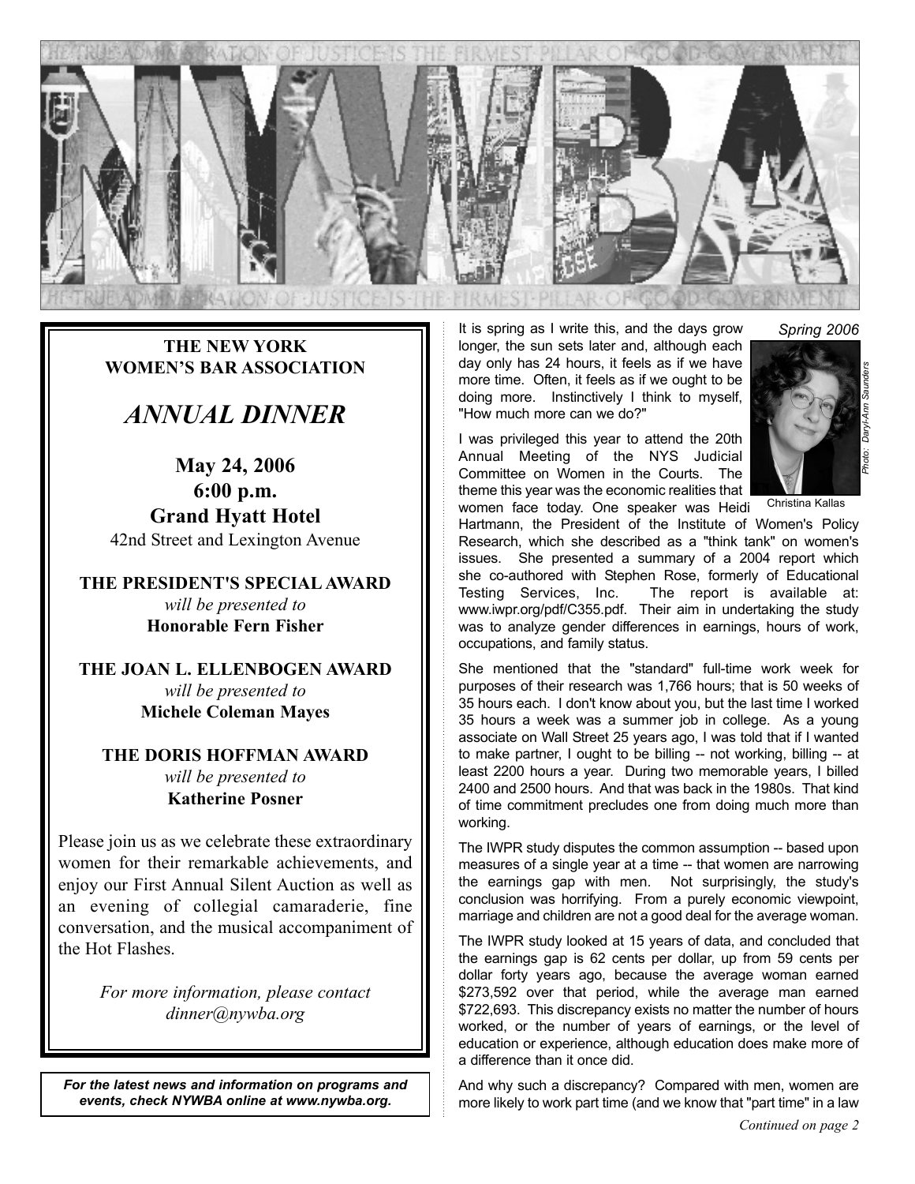# NYWBA

*The true administration of justice is the firmest pillar of good government*

**THE NEW YORK WOMEN'S BAR ASSOCIATION**

## *ANNUAL DINNER*

**May 24, 2006**
**6:00 p.m.**
**Grand Hyatt Hotel**
42nd Street and Lexington Avenue

**THE PRESIDENT'S SPECIAL AWARD**
*will be presented to*
**Honorable Fern Fisher**

**THE JOAN L. ELLENBOGEN AWARD**
*will be presented to*
**Michele Coleman Mayes**

**THE DORIS HOFFMAN AWARD**
*will be presented to*
**Katherine Posner**

Please join us as we celebrate these extraordinary women for their remarkable achievements, and enjoy our First Annual Silent Auction as well as an evening of collegial camaraderie, fine conversation, and the musical accompaniment of the Hot Flashes.

*For more information, please contact dinner@nywba.org*

***For the latest news and information on programs and events, check NYWBA online at www.nywba.org.***

*Spring 2006*

Christina Kallas

*Photo: Daryl-Ann Saunders*

It is spring as I write this, and the days grow longer, the sun sets later and, although each day only has 24 hours, it feels as if we have more time. Often, it feels as if we ought to be doing more. Instinctively I think to myself, "How much more can we do?"

I was privileged this year to attend the 20th Annual Meeting of the NYS Judicial Committee on Women in the Courts. The theme this year was the economic realities that women face today. One speaker was Heidi Hartmann, the President of the Institute of Women's Policy Research, which she described as a "think tank" on women's issues. She presented a summary of a 2004 report which she co-authored with Stephen Rose, formerly of Educational Testing Services, Inc. The report is available at: www.iwpr.org/pdf/C355.pdf. Their aim in undertaking the study was to analyze gender differences in earnings, hours of work, occupations, and family status.

She mentioned that the "standard" full-time work week for purposes of their research was 1,766 hours; that is 50 weeks of 35 hours each. I don't know about you, but the last time I worked 35 hours a week was a summer job in college. As a young associate on Wall Street 25 years ago, I was told that if I wanted to make partner, I ought to be billing -- not working, billing -- at least 2200 hours a year. During two memorable years, I billed 2400 and 2500 hours. And that was back in the 1980s. That kind of time commitment precludes one from doing much more than working.

The IWPR study disputes the common assumption -- based upon measures of a single year at a time -- that women are narrowing the earnings gap with men. Not surprisingly, the study's conclusion was horrifying. From a purely economic viewpoint, marriage and children are not a good deal for the average woman.

The IWPR study looked at 15 years of data, and concluded that the earnings gap is 62 cents per dollar, up from 59 cents per dollar forty years ago, because the average woman earned $273,592 over that period, while the average man earned $722,693. This discrepancy exists no matter the number of hours worked, or the number of years of earnings, or the level of education or experience, although education does make more of a difference than it once did.

And why such a discrepancy? Compared with men, women are more likely to work part time (and we know that "part time" in a law

*Continued on page 2*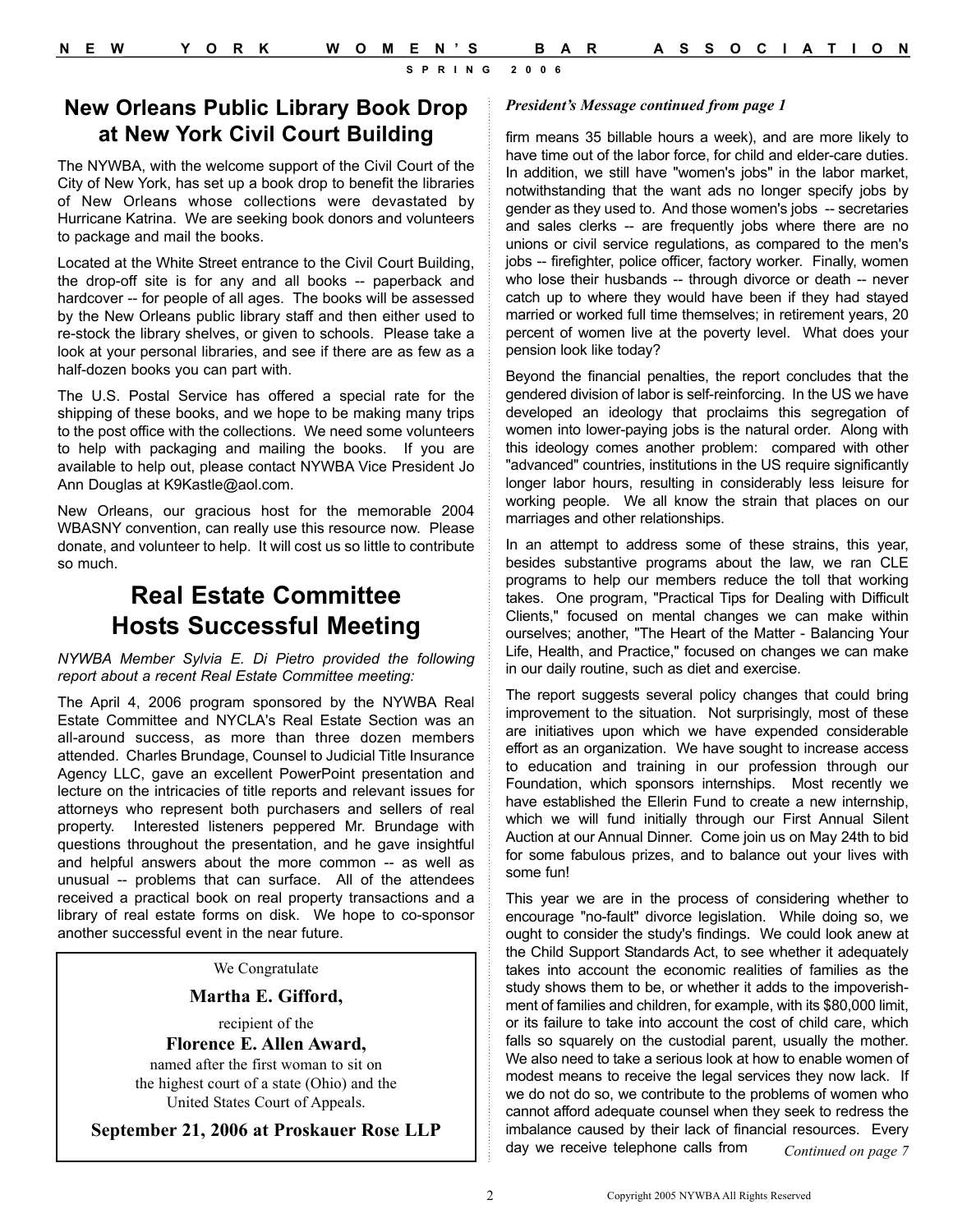## New Orleans Public Library Book Drop at New York Civil Court Building

The NYWBA, with the welcome support of the Civil Court of the City of New York, has set up a book drop to benefit the libraries of New Orleans whose collections were devastated by Hurricane Katrina. We are seeking book donors and volunteers to package and mail the books.

Located at the White Street entrance to the Civil Court Building, the drop-off site is for any and all books -- paperback and hardcover -- for people of all ages. The books will be assessed by the New Orleans public library staff and then either used to re-stock the library shelves, or given to schools. Please take a look at your personal libraries, and see if there are as few as a half-dozen books you can part with.

The U.S. Postal Service has offered a special rate for the shipping of these books, and we hope to be making many trips to the post office with the collections. We need some volunteers to help with packaging and mailing the books. If you are available to help out, please contact NYWBA Vice President Jo Ann Douglas at K9Kastle@aol.com.

New Orleans, our gracious host for the memorable 2004 WBASNY convention, can really use this resource now. Please donate, and volunteer to help. It will cost us so little to contribute so much.

## Real Estate Committee Hosts Successful Meeting

*NYWBA Member Sylvia E. Di Pietro provided the following report about a recent Real Estate Committee meeting:*

The April 4, 2006 program sponsored by the NYWBA Real Estate Committee and NYCLA's Real Estate Section was an all-around success, as more than three dozen members attended. Charles Brundage, Counsel to Judicial Title Insurance Agency LLC, gave an excellent PowerPoint presentation and lecture on the intricacies of title reports and relevant issues for attorneys who represent both purchasers and sellers of real property. Interested listeners peppered Mr. Brundage with questions throughout the presentation, and he gave insightful and helpful answers about the more common -- as well as unusual -- problems that can surface. All of the attendees received a practical book on real property transactions and a library of real estate forms on disk. We hope to co-sponsor another successful event in the near future.

We Congratulate

**Martha E. Gifford,**

recipient of the

**Florence E. Allen Award,**

named after the first woman to sit on the highest court of a state (Ohio) and the United States Court of Appeals.

**September 21, 2006 at Proskauer Rose LLP**

***President's Message continued from page 1***

firm means 35 billable hours a week), and are more likely to have time out of the labor force, for child and elder-care duties. In addition, we still have "women's jobs" in the labor market, notwithstanding that the want ads no longer specify jobs by gender as they used to. And those women's jobs -- secretaries and sales clerks -- are frequently jobs where there are no unions or civil service regulations, as compared to the men's jobs -- firefighter, police officer, factory worker. Finally, women who lose their husbands -- through divorce or death -- never catch up to where they would have been if they had stayed married or worked full time themselves; in retirement years, 20 percent of women live at the poverty level. What does your pension look like today?

Beyond the financial penalties, the report concludes that the gendered division of labor is self-reinforcing. In the US we have developed an ideology that proclaims this segregation of women into lower-paying jobs is the natural order. Along with this ideology comes another problem: compared with other "advanced" countries, institutions in the US require significantly longer labor hours, resulting in considerably less leisure for working people. We all know the strain that places on our marriages and other relationships.

In an attempt to address some of these strains, this year, besides substantive programs about the law, we ran CLE programs to help our members reduce the toll that working takes. One program, "Practical Tips for Dealing with Difficult Clients," focused on mental changes we can make within ourselves; another, "The Heart of the Matter - Balancing Your Life, Health, and Practice," focused on changes we can make in our daily routine, such as diet and exercise.

The report suggests several policy changes that could bring improvement to the situation. Not surprisingly, most of these are initiatives upon which we have expended considerable effort as an organization. We have sought to increase access to education and training in our profession through our Foundation, which sponsors internships. Most recently we have established the Ellerin Fund to create a new internship, which we will fund initially through our First Annual Silent Auction at our Annual Dinner. Come join us on May 24th to bid for some fabulous prizes, and to balance out your lives with some fun!

This year we are in the process of considering whether to encourage "no-fault" divorce legislation. While doing so, we ought to consider the study's findings. We could look anew at the Child Support Standards Act, to see whether it adequately takes into account the economic realities of families as the study shows them to be, or whether it adds to the impoverishment of families and children, for example, with its $80,000 limit, or its failure to take into account the cost of child care, which falls so squarely on the custodial parent, usually the mother. We also need to take a serious look at how to enable women of modest means to receive the legal services they now lack. If we do not do so, we contribute to the problems of women who cannot afford adequate counsel when they seek to redress the imbalance caused by their lack of financial resources. Every day we receive telephone calls from *Continued on page 7*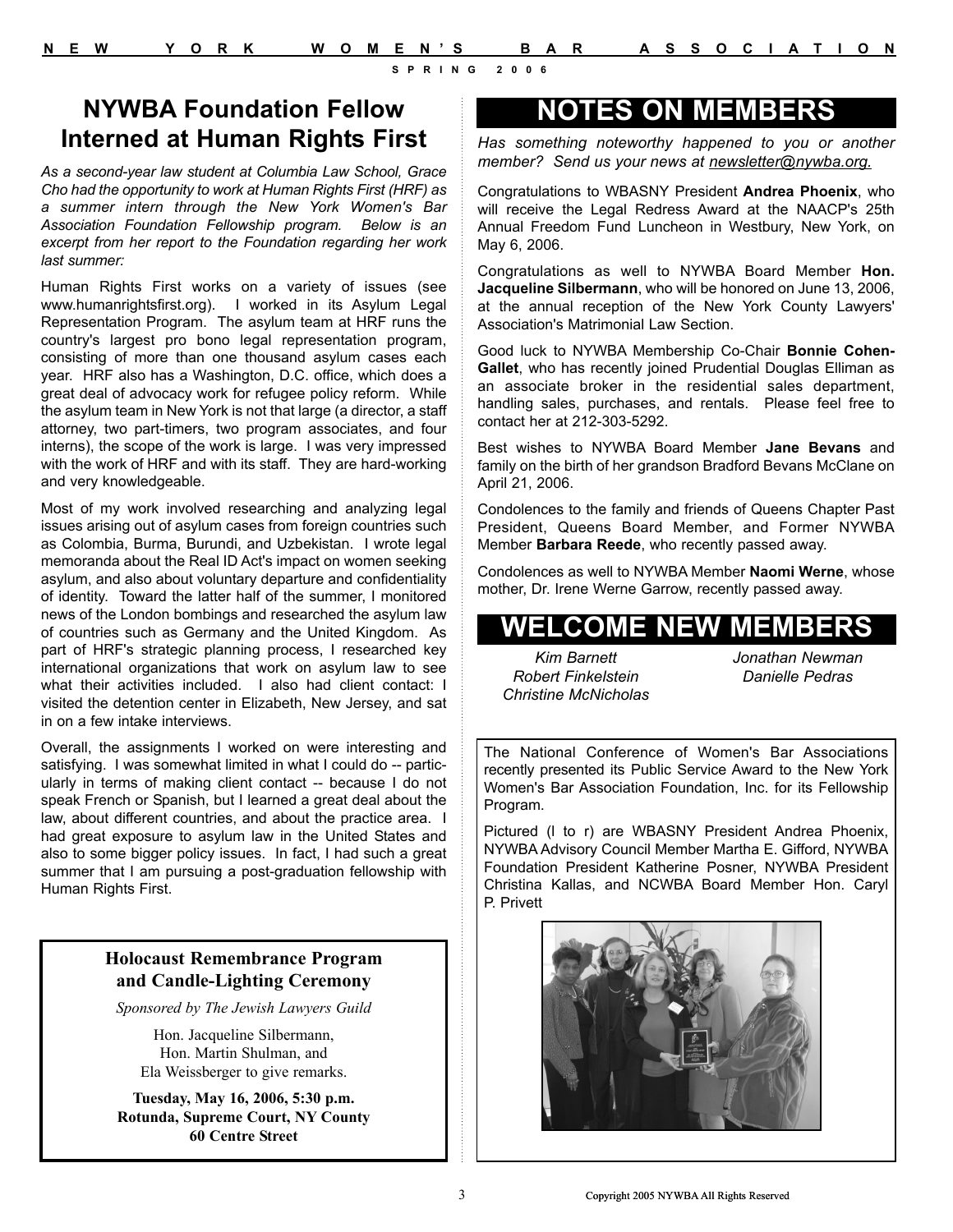## NYWBA Foundation Fellow Interned at Human Rights First

*As a second-year law student at Columbia Law School, Grace Cho had the opportunity to work at Human Rights First (HRF) as a summer intern through the New York Women's Bar Association Foundation Fellowship program. Below is an excerpt from her report to the Foundation regarding her work last summer:*

Human Rights First works on a variety of issues (see www.humanrightsfirst.org). I worked in its Asylum Legal Representation Program. The asylum team at HRF runs the country's largest pro bono legal representation program, consisting of more than one thousand asylum cases each year. HRF also has a Washington, D.C. office, which does a great deal of advocacy work for refugee policy reform. While the asylum team in New York is not that large (a director, a staff attorney, two part-timers, two program associates, and four interns), the scope of the work is large. I was very impressed with the work of HRF and with its staff. They are hard-working and very knowledgeable.

Most of my work involved researching and analyzing legal issues arising out of asylum cases from foreign countries such as Colombia, Burma, Burundi, and Uzbekistan. I wrote legal memoranda about the Real ID Act's impact on women seeking asylum, and also about voluntary departure and confidentiality of identity. Toward the latter half of the summer, I monitored news of the London bombings and researched the asylum law of countries such as Germany and the United Kingdom. As part of HRF's strategic planning process, I researched key international organizations that work on asylum law to see what their activities included. I also had client contact: I visited the detention center in Elizabeth, New Jersey, and sat in on a few intake interviews.

Overall, the assignments I worked on were interesting and satisfying. I was somewhat limited in what I could do -- particularly in terms of making client contact -- because I do not speak French or Spanish, but I learned a great deal about the law, about different countries, and about the practice area. I had great exposure to asylum law in the United States and also to some bigger policy issues. In fact, I had such a great summer that I am pursuing a post-graduation fellowship with Human Rights First.

---

**Holocaust Remembrance Program and Candle-Lighting Ceremony**

*Sponsored by The Jewish Lawyers Guild*

Hon. Jacqueline Silbermann,
Hon. Martin Shulman, and
Ela Weissberger to give remarks.

**Tuesday, May 16, 2006, 5:30 p.m.**
**Rotunda, Supreme Court, NY County**
**60 Centre Street**

---

## NOTES ON MEMBERS

*Has something noteworthy happened to you or another member? Send us your news at newsletter@nywba.org.*

Congratulations to WBASNY President **Andrea Phoenix**, who will receive the Legal Redress Award at the NAACP's 25th Annual Freedom Fund Luncheon in Westbury, New York, on May 6, 2006.

Congratulations as well to NYWBA Board Member **Hon. Jacqueline Silbermann**, who will be honored on June 13, 2006, at the annual reception of the New York County Lawyers' Association's Matrimonial Law Section.

Good luck to NYWBA Membership Co-Chair **Bonnie Cohen-Gallet**, who has recently joined Prudential Douglas Elliman as an associate broker in the residential sales department, handling sales, purchases, and rentals. Please feel free to contact her at 212-303-5292.

Best wishes to NYWBA Board Member **Jane Bevans** and family on the birth of her grandson Bradford Bevans McClane on April 21, 2006.

Condolences to the family and friends of Queens Chapter Past President, Queens Board Member, and Former NYWBA Member **Barbara Reede**, who recently passed away.

Condolences as well to NYWBA Member **Naomi Werne**, whose mother, Dr. Irene Werne Garrow, recently passed away.

## WELCOME NEW MEMBERS

*Kim Barnett*
*Robert Finkelstein*
*Christine McNicholas*
*Jonathan Newman*
*Danielle Pedras*

---

The National Conference of Women's Bar Associations recently presented its Public Service Award to the New York Women's Bar Association Foundation, Inc. for its Fellowship Program.

Pictured (l to r) are WBASNY President Andrea Phoenix, NYWBA Advisory Council Member Martha E. Gifford, NYWBA Foundation President Katherine Posner, NYWBA President Christina Kallas, and NCWBA Board Member Hon. Caryl P. Privett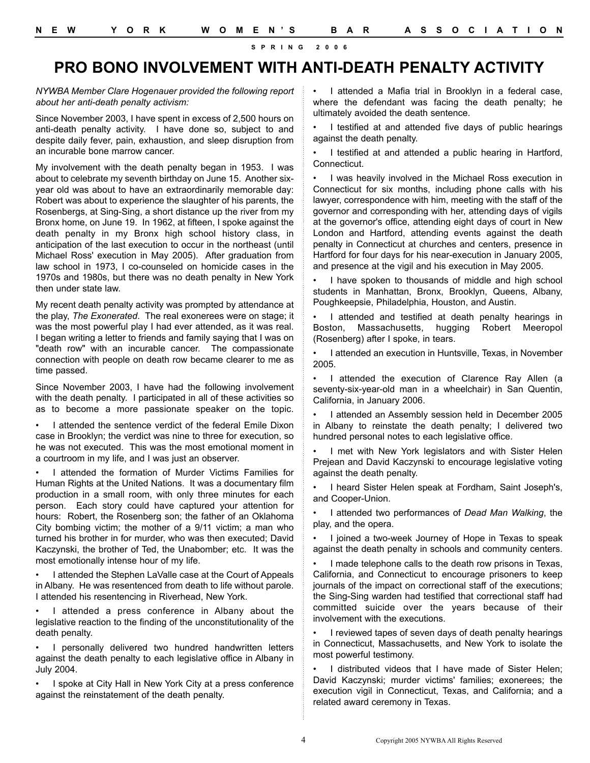# PRO BONO INVOLVEMENT WITH ANTI-DEATH PENALTY ACTIVITY

*NYWBA Member Clare Hogenauer provided the following report about her anti-death penalty activism:*

Since November 2003, I have spent in excess of 2,500 hours on anti-death penalty activity. I have done so, subject to and despite daily fever, pain, exhaustion, and sleep disruption from an incurable bone marrow cancer.

My involvement with the death penalty began in 1953. I was about to celebrate my seventh birthday on June 15. Another six-year old was about to have an extraordinarily memorable day: Robert was about to experience the slaughter of his parents, the Rosenbergs, at Sing-Sing, a short distance up the river from my Bronx home, on June 19. In 1962, at fifteen, I spoke against the death penalty in my Bronx high school history class, in anticipation of the last execution to occur in the northeast (until Michael Ross' execution in May 2005). After graduation from law school in 1973, I co-counseled on homicide cases in the 1970s and 1980s, but there was no death penalty in New York then under state law.

My recent death penalty activity was prompted by attendance at the play, *The Exonerated*. The real exonerees were on stage; it was the most powerful play I had ever attended, as it was real. I began writing a letter to friends and family saying that I was on "death row" with an incurable cancer. The compassionate connection with people on death row became clearer to me as time passed.

Since November 2003, I have had the following involvement with the death penalty. I participated in all of these activities so as to become a more passionate speaker on the topic.

- I attended the sentence verdict of the federal Emile Dixon case in Brooklyn; the verdict was nine to three for execution, so he was not executed. This was the most emotional moment in a courtroom in my life, and I was just an observer.
- I attended the formation of Murder Victims Families for Human Rights at the United Nations. It was a documentary film production in a small room, with only three minutes for each person. Each story could have captured your attention for hours: Robert, the Rosenberg son; the father of an Oklahoma City bombing victim; the mother of a 9/11 victim; a man who turned his brother in for murder, who was then executed; David Kaczynski, the brother of Ted, the Unabomber; etc. It was the most emotionally intense hour of my life.
- I attended the Stephen LaValle case at the Court of Appeals in Albany. He was resentenced from death to life without parole. I attended his resentencing in Riverhead, New York.
- I attended a press conference in Albany about the legislative reaction to the finding of the unconstitutionality of the death penalty.
- I personally delivered two hundred handwritten letters against the death penalty to each legislative office in Albany in July 2004.
- I spoke at City Hall in New York City at a press conference against the reinstatement of the death penalty.
- I attended a Mafia trial in Brooklyn in a federal case, where the defendant was facing the death penalty; he ultimately avoided the death sentence.
- I testified at and attended five days of public hearings against the death penalty.
- I testified at and attended a public hearing in Hartford, Connecticut.
- I was heavily involved in the Michael Ross execution in Connecticut for six months, including phone calls with his lawyer, correspondence with him, meeting with the staff of the governor and corresponding with her, attending days of vigils at the governor's office, attending eight days of court in New London and Hartford, attending events against the death penalty in Connecticut at churches and centers, presence in Hartford for four days for his near-execution in January 2005, and presence at the vigil and his execution in May 2005.
- I have spoken to thousands of middle and high school students in Manhattan, Bronx, Brooklyn, Queens, Albany, Poughkeepsie, Philadelphia, Houston, and Austin.
- I attended and testified at death penalty hearings in Boston, Massachusetts, hugging Robert Meeropol (Rosenberg) after I spoke, in tears.
- I attended an execution in Huntsville, Texas, in November 2005.
- I attended the execution of Clarence Ray Allen (a seventy-six-year-old man in a wheelchair) in San Quentin, California, in January 2006.
- I attended an Assembly session held in December 2005 in Albany to reinstate the death penalty; I delivered two hundred personal notes to each legislative office.
- I met with New York legislators and with Sister Helen Prejean and David Kaczynski to encourage legislative voting against the death penalty.
- I heard Sister Helen speak at Fordham, Saint Joseph's, and Cooper-Union.
- I attended two performances of *Dead Man Walking*, the play, and the opera.
- I joined a two-week Journey of Hope in Texas to speak against the death penalty in schools and community centers.
- I made telephone calls to the death row prisons in Texas, California, and Connecticut to encourage prisoners to keep journals of the impact on correctional staff of the executions; the Sing-Sing warden had testified that correctional staff had committed suicide over the years because of their involvement with the executions.
- I reviewed tapes of seven days of death penalty hearings in Connecticut, Massachusetts, and New York to isolate the most powerful testimony.
- I distributed videos that I have made of Sister Helen; David Kaczynski; murder victims' families; exonerees; the execution vigil in Connecticut, Texas, and California; and a related award ceremony in Texas.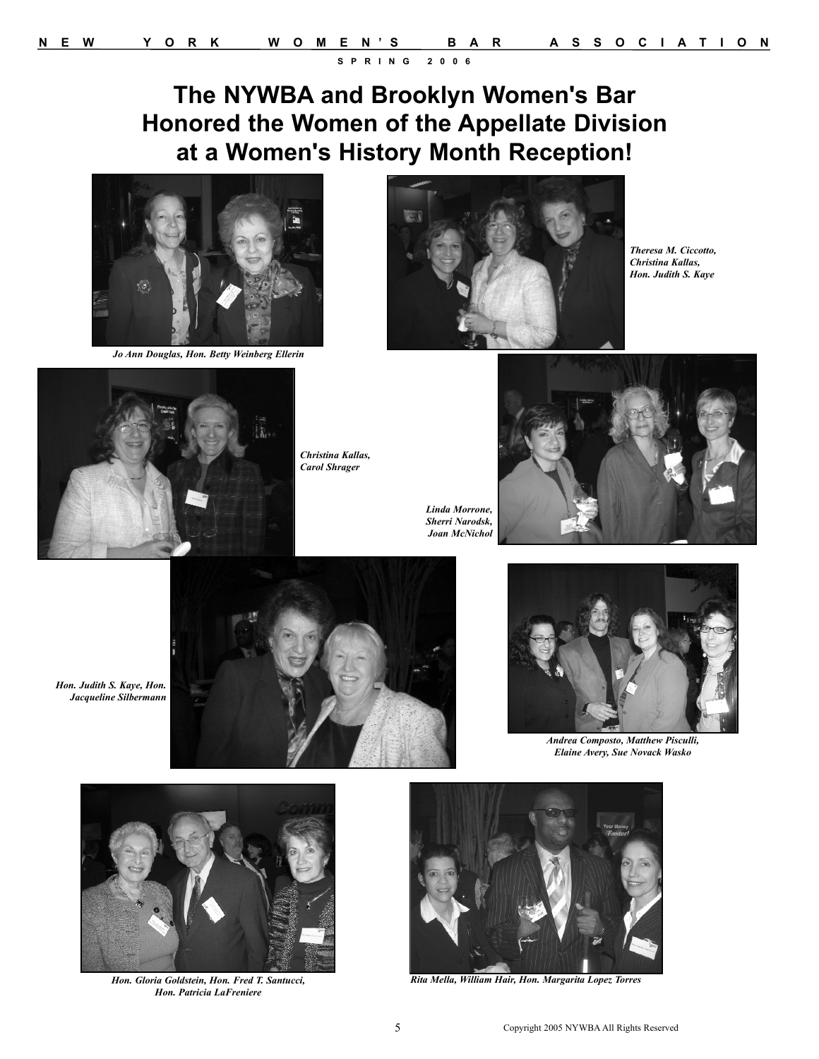# The NYWBA and Brooklyn Women's Bar Honored the Women of the Appellate Division at a Women's History Month Reception!

*Jo Ann Douglas, Hon. Betty Weinberg Ellerin*

*Theresa M. Ciccotto, Christina Kallas, Hon. Judith S. Kaye*

*Christina Kallas, Carol Shrager*

*Linda Morrone, Sherri Narodsk, Joan McNichol*

*Hon. Judith S. Kaye, Hon. Jacqueline Silbermann*

*Andrea Composto, Matthew Pisculli, Elaine Avery, Sue Novack Wasko*

*Hon. Gloria Goldstein, Hon. Fred T. Santucci, Hon. Patricia LaFreniere*

*Rita Mella, William Hair, Hon. Margarita Lopez Torres*

Copyright 2005 NYWBA All Rights Reserved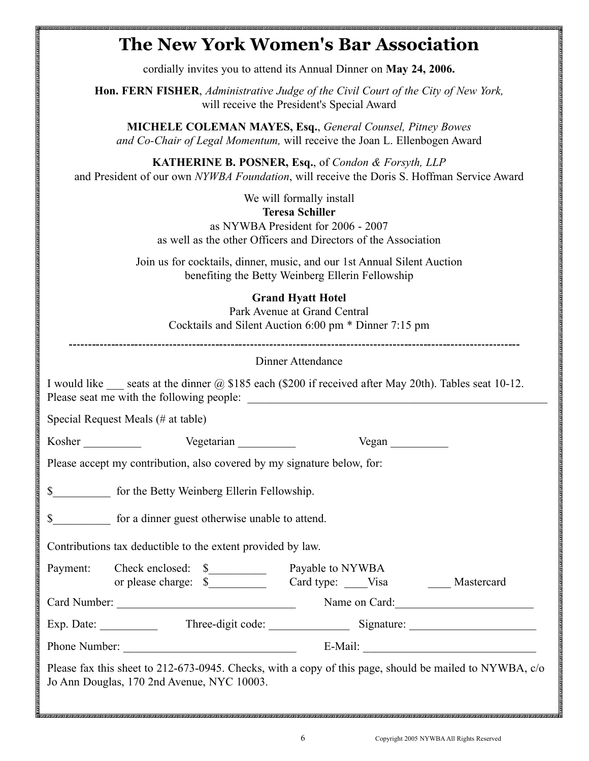# The New York Women's Bar Association

cordially invites you to attend its Annual Dinner on **May 24, 2006.**

**Hon. FERN FISHER**, *Administrative Judge of the Civil Court of the City of New York,* will receive the President's Special Award

**MICHELE COLEMAN MAYES, Esq.**, *General Counsel, Pitney Bowes and Co-Chair of Legal Momentum,* will receive the Joan L. Ellenbogen Award

**KATHERINE B. POSNER, Esq.**, of *Condon & Forsyth, LLP* and President of our own *NYWBA Foundation*, will receive the Doris S. Hoffman Service Award

We will formally install
**Teresa Schiller**
as NYWBA President for 2006 - 2007
as well as the other Officers and Directors of the Association

Join us for cocktails, dinner, music, and our 1st Annual Silent Auction benefiting the Betty Weinberg Ellerin Fellowship

**Grand Hyatt Hotel**
Park Avenue at Grand Central
Cocktails and Silent Auction 6:00 pm * Dinner 7:15 pm

---

Dinner Attendance

I would like ___ seats at the dinner @ $185 each ($200 if received after May 20th). Tables seat 10-12.
Please seat me with the following people: ______________________________________________

Special Request Meals (# at table)

Kosher __________ Vegetarian __________ Vegan __________

Please accept my contribution, also covered by my signature below, for:

$__________ for the Betty Weinberg Ellerin Fellowship.

$__________ for a dinner guest otherwise unable to attend.

Contributions tax deductible to the extent provided by law.

Payment: Check enclosed: $__________ Payable to NYWBA
or please charge: $__________ Card type: ____Visa ____ Mastercard

Card Number: ______________________________ Name on Card: ________________________

Exp. Date: __________ Three-digit code: ______________ Signature: ______________________

Phone Number: ______________________________ E-Mail: ______________________________

Please fax this sheet to 212-673-0945. Checks, with a copy of this page, should be mailed to NYWBA, c/o Jo Ann Douglas, 170 2nd Avenue, NYC 10003.

Copyright 2005 NYWBA All Rights Reserved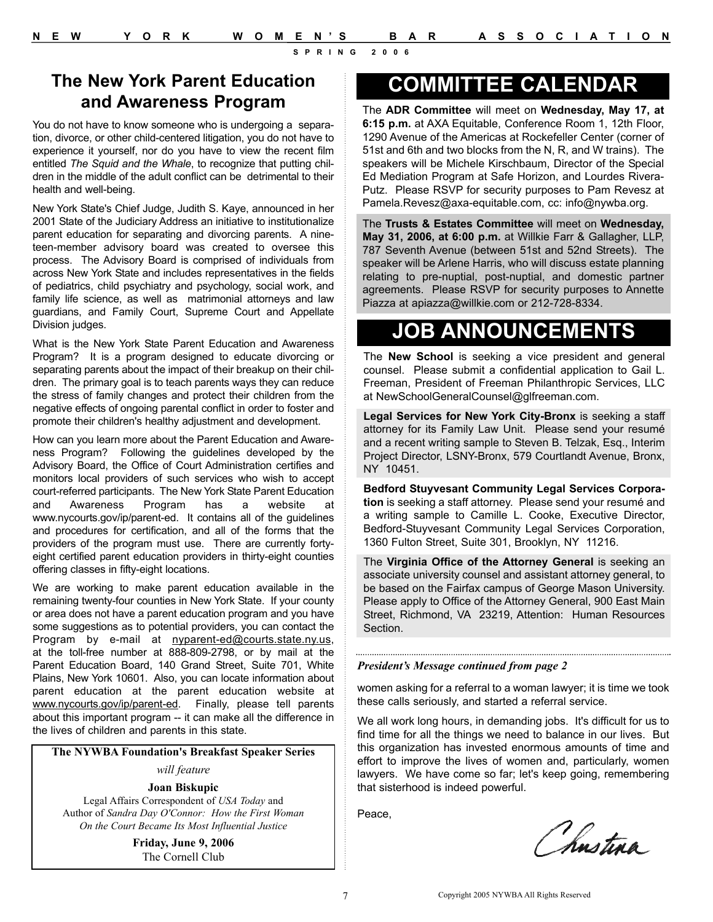## The New York Parent Education and Awareness Program

You do not have to know someone who is undergoing a separation, divorce, or other child-centered litigation, you do not have to experience it yourself, nor do you have to view the recent film entitled *The Squid and the Whale*, to recognize that putting children in the middle of the adult conflict can be detrimental to their health and well-being.

New York State's Chief Judge, Judith S. Kaye, announced in her 2001 State of the Judiciary Address an initiative to institutionalize parent education for separating and divorcing parents. A nineteen-member advisory board was created to oversee this process. The Advisory Board is comprised of individuals from across New York State and includes representatives in the fields of pediatrics, child psychiatry and psychology, social work, and family life science, as well as matrimonial attorneys and law guardians, and Family Court, Supreme Court and Appellate Division judges.

What is the New York State Parent Education and Awareness Program? It is a program designed to educate divorcing or separating parents about the impact of their breakup on their children. The primary goal is to teach parents ways they can reduce the stress of family changes and protect their children from the negative effects of ongoing parental conflict in order to foster and promote their children's healthy adjustment and development.

How can you learn more about the Parent Education and Awareness Program? Following the guidelines developed by the Advisory Board, the Office of Court Administration certifies and monitors local providers of such services who wish to accept court-referred participants. The New York State Parent Education and Awareness Program has a website at www.nycourts.gov/ip/parent-ed. It contains all of the guidelines and procedures for certification, and all of the forms that the providers of the program must use. There are currently forty-eight certified parent education providers in thirty-eight counties offering classes in fifty-eight locations.

We are working to make parent education available in the remaining twenty-four counties in New York State. If your county or area does not have a parent education program and you have some suggestions as to potential providers, you can contact the Program by e-mail at nyparent-ed@courts.state.ny.us, at the toll-free number at 888-809-2798, or by mail at the Parent Education Board, 140 Grand Street, Suite 701, White Plains, New York 10601. Also, you can locate information about parent education at the parent education website at www.nycourts.gov/ip/parent-ed. Finally, please tell parents about this important program -- it can make all the difference in the lives of children and parents in this state.

**The NYWBA Foundation's Breakfast Speaker Series**

*will feature*

**Joan Biskupic**

Legal Affairs Correspondent of *USA Today* and Author of *Sandra Day O'Connor: How the First Woman On the Court Became Its Most Influential Justice*

**Friday, June 9, 2006**

The Cornell Club

# COMMITTEE CALENDAR

The **ADR Committee** will meet on **Wednesday, May 17, at 6:15 p.m.** at AXA Equitable, Conference Room 1, 12th Floor, 1290 Avenue of the Americas at Rockefeller Center (corner of 51st and 6th and two blocks from the N, R, and W trains). The speakers will be Michele Kirschbaum, Director of the Special Ed Mediation Program at Safe Horizon, and Lourdes Rivera-Putz. Please RSVP for security purposes to Pam Revesz at Pamela.Revesz@axa-equitable.com, cc: info@nywba.org.

The **Trusts & Estates Committee** will meet on **Wednesday, May 31, 2006, at 6:00 p.m.** at Willkie Farr & Gallagher, LLP, 787 Seventh Avenue (between 51st and 52nd Streets). The speaker will be Arlene Harris, who will discuss estate planning relating to pre-nuptial, post-nuptial, and domestic partner agreements. Please RSVP for security purposes to Annette Piazza at apiazza@willkie.com or 212-728-8334.

# JOB ANNOUNCEMENTS

The **New School** is seeking a vice president and general counsel. Please submit a confidential application to Gail L. Freeman, President of Freeman Philanthropic Services, LLC at NewSchoolGeneralCounsel@glfreeman.com.

**Legal Services for New York City-Bronx** is seeking a staff attorney for its Family Law Unit. Please send your resumé and a recent writing sample to Steven B. Telzak, Esq., Interim Project Director, LSNY-Bronx, 579 Courtlandt Avenue, Bronx, NY 10451.

**Bedford Stuyvesant Community Legal Services Corporation** is seeking a staff attorney. Please send your resumé and a writing sample to Camille L. Cooke, Executive Director, Bedford-Stuyvesant Community Legal Services Corporation, 1360 Fulton Street, Suite 301, Brooklyn, NY 11216.

The **Virginia Office of the Attorney General** is seeking an associate university counsel and assistant attorney general, to be based on the Fairfax campus of George Mason University. Please apply to Office of the Attorney General, 900 East Main Street, Richmond, VA 23219, Attention: Human Resources Section.

***President's Message continued from page 2***

women asking for a referral to a woman lawyer; it is time we took these calls seriously, and started a referral service.

We all work long hours, in demanding jobs. It's difficult for us to find time for all the things we need to balance in our lives. But this organization has invested enormous amounts of time and effort to improve the lives of women and, particularly, women lawyers. We have come so far; let's keep going, remembering that sisterhood is indeed powerful.

Peace,

Christina

Copyright 2005 NYWBA All Rights Reserved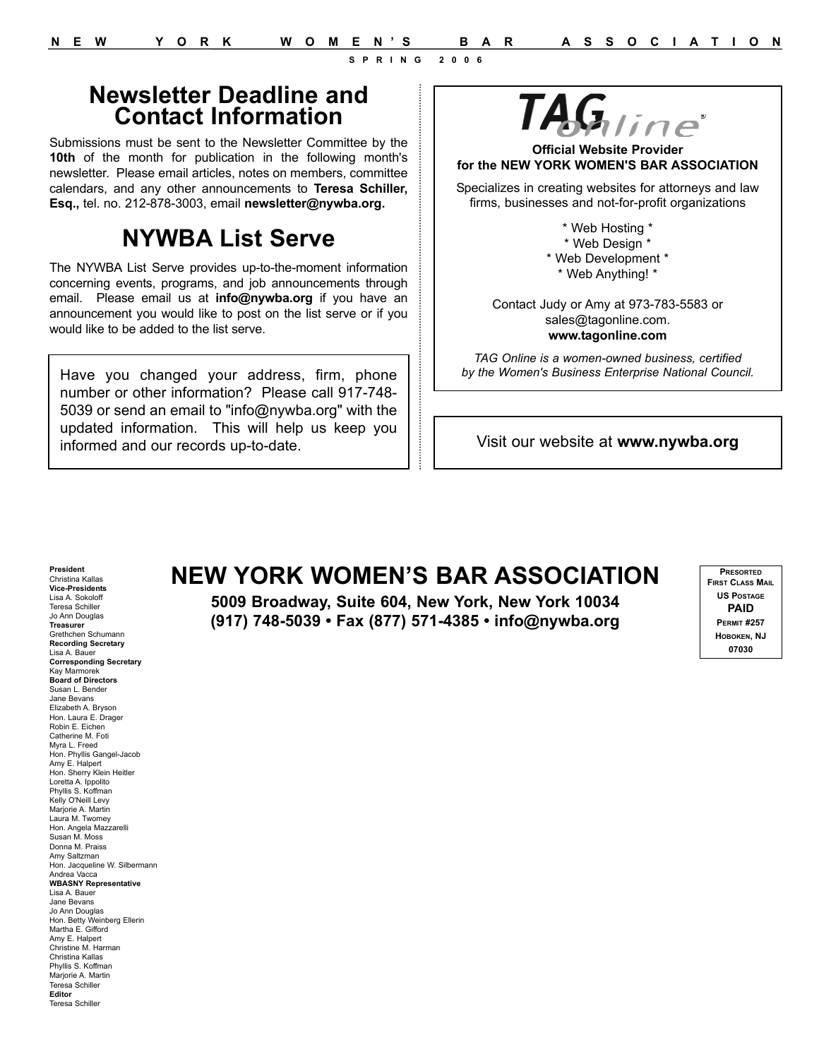## Newsletter Deadline and Contact Information

Submissions must be sent to the Newsletter Committee by the **10th** of the month for publication in the following month's newsletter. Please email articles, notes on members, committee calendars, and any other announcements to **Teresa Schiller, Esq.,** tel. no. 212-878-3003, email **newsletter@nywba.org.**

## NYWBA List Serve

The NYWBA List Serve provides up-to-the-moment information concerning events, programs, and job announcements through email. Please email us at **info@nywba.org** if you have an announcement you would like to post on the list serve or if you would like to be added to the list serve.

Have you changed your address, firm, phone number or other information? Please call 917-748-5039 or send an email to "info@nywba.org" with the updated information. This will help us keep you informed and our records up-to-date.

**TAG online**

**Official Website Provider for the NEW YORK WOMEN'S BAR ASSOCIATION**

Specializes in creating websites for attorneys and law firms, businesses and not-for-profit organizations

* Web Hosting *
* Web Design *
* Web Development *
* Web Anything! *

Contact Judy or Amy at 973-783-5583 or sales@tagonline.com.
**www.tagonline.com**

*TAG Online is a women-owned business, certified by the Women's Business Enterprise National Council.*

Visit our website at **www.nywba.org**

**President**
Christina Kallas
**Vice-Presidents**
Lisa A. Sokoloff
Teresa Schiller
Jo Ann Douglas
**Treasurer**
Grethchen Schumann
**Recording Secretary**
Lisa A. Bauer
**Corresponding Secretary**
Kay Marmorek
**Board of Directors**
Susan L. Bender
Jane Bevans
Elizabeth A. Bryson
Hon. Laura E. Drager
Robin E. Eichen
Catherine M. Foti
Myra L. Freed
Hon. Phyllis Gangel-Jacob
Amy E. Halpert
Hon. Sherry Klein Heitler
Loretta A. Ippolito
Phyllis S. Koffman
Kelly O'Neill Levy
Marjorie A. Martin
Laura M. Twomey
Hon. Angela Mazzarelli
Susan M. Moss
Donna M. Praiss
Amy Saltzman
Hon. Jacqueline W. Silbermann
Andrea Vacca
**WBASNY Representative**
Lisa A. Bauer
Jane Bevans
Jo Ann Douglas
Hon. Betty Weinberg Ellerin
Martha E. Gifford
Amy E. Halpert
Christine M. Harman
Christina Kallas
Phyllis S. Koffman
Marjorie A. Martin
Teresa Schiller
**Editor**
Teresa Schiller

# NEW YORK WOMEN'S BAR ASSOCIATION

**5009 Broadway, Suite 604, New York, New York 10034**
**(917) 748-5039 • Fax (877) 571-4385 • info@nywba.org**

PRESORTED
FIRST CLASS MAIL
US POSTAGE
**PAID**
PERMIT #257
HOBOKEN, NJ
07030